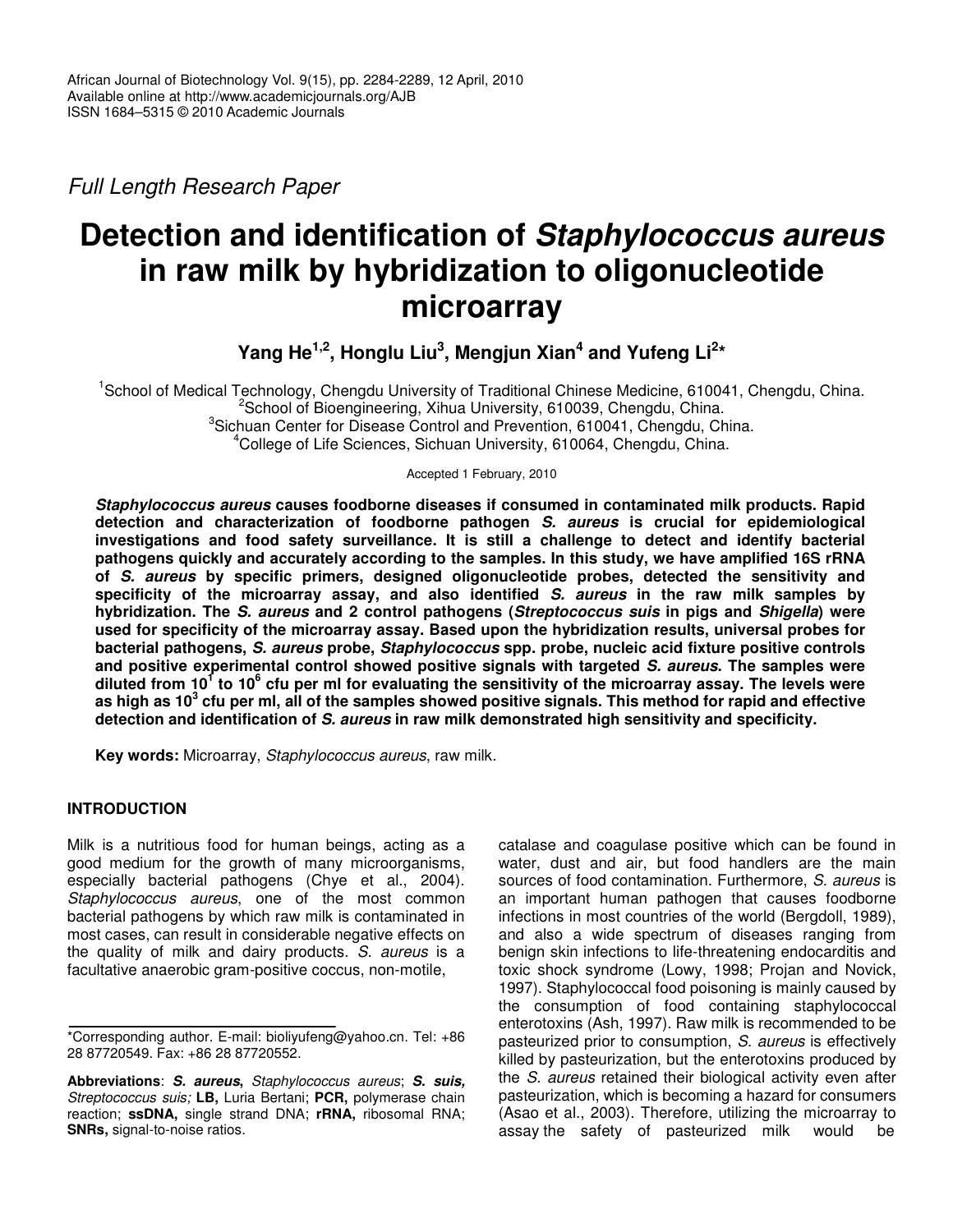Full Length Research Paper

# Detection and identification of *Staphylococcus aureus* in raw milk by hybridization to oligonucleotide microarray

**Yang He[1,2], Honglu Liu[3], Mengjun Xian[4] and Yufeng Li[2]***

[1]School of Medical Technology, Chengdu University of Traditional Chinese Medicine, 610041, Chengdu, China.
[2]School of Bioengineering, Xihua University, 610039, Chengdu, China.
[3]Sichuan Center for Disease Control and Prevention, 610041, Chengdu, China.
[4]College of Life Sciences, Sichuan University, 610064, Chengdu, China.

Accepted 1 February, 2010

***Staphylococcus aureus* causes foodborne diseases if consumed in contaminated milk products. Rapid detection and characterization of foodborne pathogen *S. aureus* is crucial for epidemiological investigations and food safety surveillance. It is still a challenge to detect and identify bacterial pathogens quickly and accurately according to the samples. In this study, we have amplified 16S rRNA of *S. aureus* by specific primers, designed oligonucleotide probes, detected the sensitivity and specificity of the microarray assay, and also identified *S. aureus* in the raw milk samples by hybridization. The *S. aureus* and 2 control pathogens (*Streptococcus suis* in pigs and *Shigella*) were used for specificity of the microarray assay. Based upon the hybridization results, universal probes for bacterial pathogens, *S. aureus* probe, *Staphylococcus* spp. probe, nucleic acid fixture positive controls and positive experimental control showed positive signals with targeted *S. aureus*. The samples were diluted from $10^1$ to $10^6$ cfu per ml for evaluating the sensitivity of the microarray assay. The levels were as high as $10^3$ cfu per ml, all of the samples showed positive signals. This method for rapid and effective detection and identification of *S. aureus* in raw milk demonstrated high sensitivity and specificity.**

**Key words:** Microarray, *Staphylococcus aureus*, raw milk.

## INTRODUCTION

Milk is a nutritious food for human beings, acting as a good medium for the growth of many microorganisms, especially bacterial pathogens (Chye et al., 2004). *Staphylococcus aureus*, one of the most common bacterial pathogens by which raw milk is contaminated in most cases, can result in considerable negative effects on the quality of milk and dairy products. *S. aureus* is a facultative anaerobic gram-positive coccus, non-motile, catalase and coagulase positive which can be found in water, dust and air, but food handlers are the main sources of food contamination. Furthermore, *S. aureus* is an important human pathogen that causes foodborne infections in most countries of the world (Bergdoll, 1989), and also a wide spectrum of diseases ranging from benign skin infections to life-threatening endocarditis and toxic shock syndrome (Lowy, 1998; Projan and Novick, 1997). Staphylococcal food poisoning is mainly caused by the consumption of food containing staphylococcal enterotoxins (Ash, 1997). Raw milk is recommended to be pasteurized prior to consumption, *S. aureus* is effectively killed by pasteurization, but the enterotoxins produced by the *S. aureus* retained their biological activity even after pasteurization, which is becoming a hazard for consumers (Asao et al., 2003). Therefore, utilizing the microarray to assay the safety of pasteurized milk would be

*Corresponding author. E-mail: bioliyufeng@yahoo.cn. Tel: +86 28 87720549. Fax: +86 28 87720552.

**Abbreviations**: ***S. aureus***, *Staphylococcus aureus*; ***S. suis***, *Streptococcus suis;* **LB,** Luria Bertani; **PCR,** polymerase chain reaction; **ssDNA,** single strand DNA; **rRNA,** ribosomal RNA; **SNRs,** signal-to-noise ratios.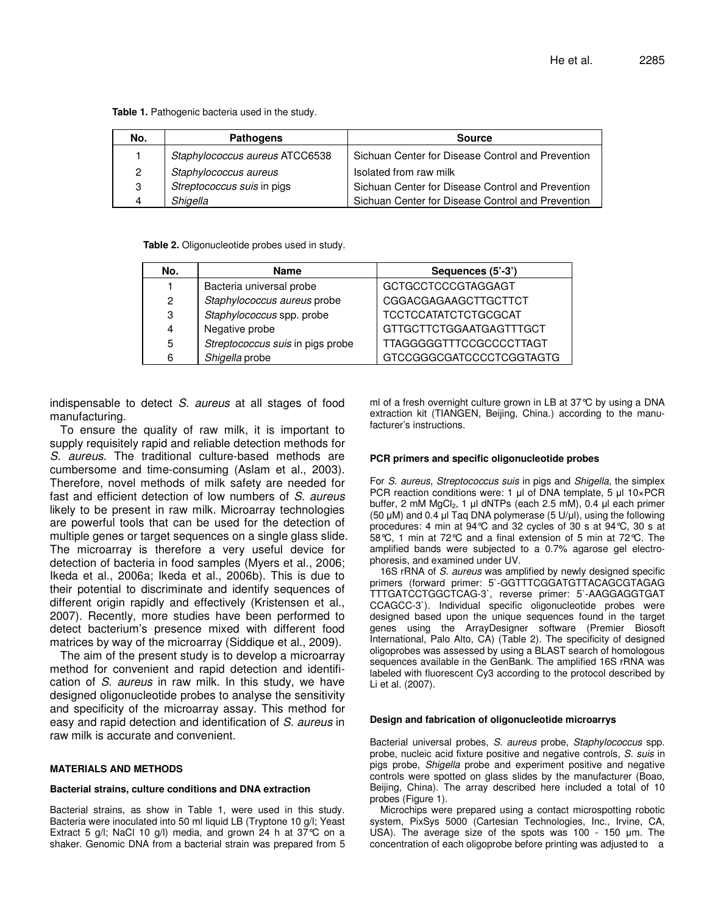**Table 1.** Pathogenic bacteria used in the study.

| No. | Pathogens | Source |
|---|---|---|
| 1 | *Staphylococcus aureus* ATCC6538 | Sichuan Center for Disease Control and Prevention |
| 2 | *Staphylococcus aureus* | Isolated from raw milk |
| 3 | *Streptococcus suis* in pigs | Sichuan Center for Disease Control and Prevention |
| 4 | *Shigella* | Sichuan Center for Disease Control and Prevention |

**Table 2.** Oligonucleotide probes used in study.

| No. | Name | Sequences (5'-3') |
|---|---|---|
| 1 | Bacteria universal probe | GCTGCCTCCCGTAGGAGT |
| 2 | *Staphylococcus aureus* probe | CGGACGAGAAGCTTGCTTCT |
| 3 | *Staphylococcus* spp. probe | TCCTCCATATCTCTGCGCAT |
| 4 | Negative probe | GTTGCTTCTGGAATGAGTTTGCT |
| 5 | *Streptococcus suis* in pigs probe | TTAGGGGGTTTCCGCCCCTTAGT |
| 6 | *Shigella* probe | GTCCGGGCGATCCCCTCGGTAGTG |

indispensable to detect *S. aureus* at all stages of food manufacturing.

To ensure the quality of raw milk, it is important to supply requisitely rapid and reliable detection methods for *S. aureus*. The traditional culture-based methods are cumbersome and time-consuming (Aslam et al., 2003). Therefore, novel methods of milk safety are needed for fast and efficient detection of low numbers of *S. aureus* likely to be present in raw milk. Microarray technologies are powerful tools that can be used for the detection of multiple genes or target sequences on a single glass slide. The microarray is therefore a very useful device for detection of bacteria in food samples (Myers et al., 2006; Ikeda et al., 2006a; Ikeda et al., 2006b). This is due to their potential to discriminate and identify sequences of different origin rapidly and effectively (Kristensen et al., 2007). Recently, more studies have been performed to detect bacterium's presence mixed with different food matrices by way of the microarray (Siddique et al., 2009).

The aim of the present study is to develop a microarray method for convenient and rapid detection and identification of *S. aureus* in raw milk. In this study, we have designed oligonucleotide probes to analyse the sensitivity and specificity of the microarray assay. This method for easy and rapid detection and identification of *S. aureus* in raw milk is accurate and convenient.

## MATERIALS AND METHODS

### Bacterial strains, culture conditions and DNA extraction

Bacterial strains, as show in Table 1, were used in this study. Bacteria were inoculated into 50 ml liquid LB (Tryptone 10 g/l; Yeast Extract 5 g/l; NaCl 10 g/l) media, and grown 24 h at 37°C on a shaker. Genomic DNA from a bacterial strain was prepared from 5 ml of a fresh overnight culture grown in LB at 37°C by using a DNA extraction kit (TIANGEN, Beijing, China.) according to the manufacturer's instructions.

### PCR primers and specific oligonucleotide probes

For *S. aureus*, *Streptococcus suis* in pigs and *Shigella*, the simplex PCR reaction conditions were: 1 µl of DNA template, 5 µl 10×PCR buffer, 2 mM $MgCl_2$, 1 µl dNTPs (each 2.5 mM), 0.4 µl each primer (50 µM) and 0.4 µl Taq DNA polymerase (5 U/µl), using the following procedures: 4 min at 94°C and 32 cycles of 30 s at 94°C, 30 s at 58°C, 1 min at 72°C and a final extension of 5 min at 72°C. The amplified bands were subjected to a 0.7% agarose gel electrophoresis, and examined under UV.

16S rRNA of *S. aureus* was amplified by newly designed specific primers (forward primer: 5`-GGTTTCGGATGTTACAGCGTAGAG TTTGATCCTGGCTCAG-3`, reverse primer: 5`-AAGGAGGTGAT CCAGCC-3`). Individual specific oligonucleotide probes were designed based upon the unique sequences found in the target genes using the ArrayDesigner software (Premier Biosoft International, Palo Alto, CA) (Table 2). The specificity of designed oligoprobes was assessed by using a BLAST search of homologous sequences available in the GenBank. The amplified 16S rRNA was labeled with fluorescent Cy3 according to the protocol described by Li et al. (2007).

### Design and fabrication of oligonucleotide microarrys

Bacterial universal probes, *S. aureus* probe, *Staphylococcus* spp. probe, nucleic acid fixture positive and negative controls, *S. suis* in pigs probe, *Shigella* probe and experiment positive and negative controls were spotted on glass slides by the manufacturer (Boao, Beijing, China). The array described here included a total of 10 probes (Figure 1).

Microchips were prepared using a contact microspotting robotic system, PixSys 5000 (Cartesian Technologies, Inc., Irvine, CA, USA). The average size of the spots was 100 - 150 µm. The concentration of each oligoprobe before printing was adjusted to a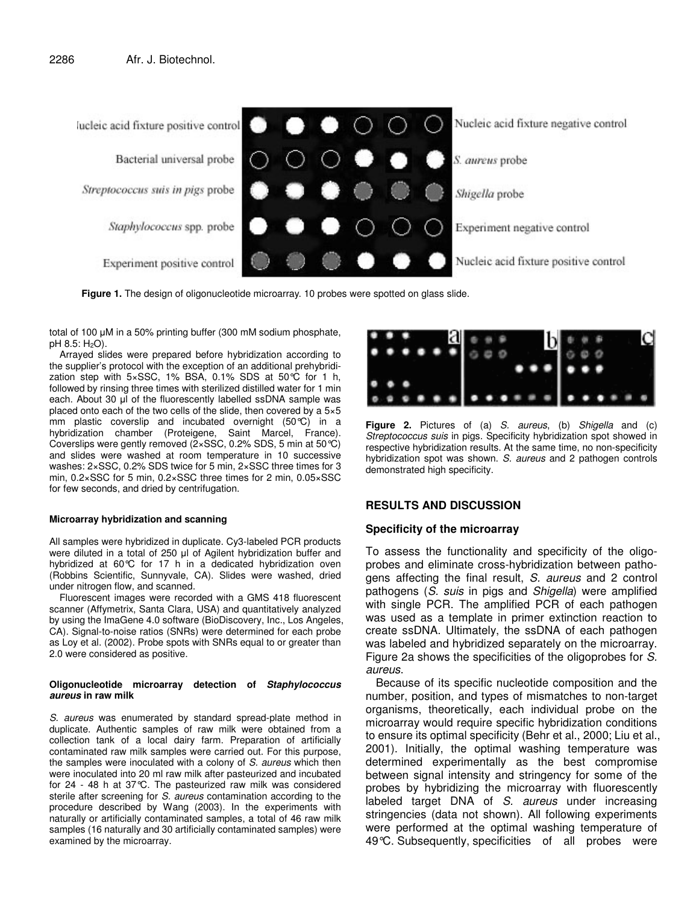**Figure 1.** The design of oligonucleotide microarray. 10 probes were spotted on glass slide.

total of 100 µM in a 50% printing buffer (300 mM sodium phosphate, pH 8.5: $H_2O$).

Arrayed slides were prepared before hybridization according to the supplier's protocol with the exception of an additional prehybridization step with 5×SSC, 1% BSA, 0.1% SDS at 50°C for 1 h, followed by rinsing three times with sterilized distilled water for 1 min each. About 30 µl of the fluorescently labelled ssDNA sample was placed onto each of the two cells of the slide, then covered by a 5×5 mm plastic coverslip and incubated overnight (50°C) in a hybridization chamber (Proteigene, Saint Marcel, France). Coverslips were gently removed (2×SSC, 0.2% SDS, 5 min at 50°C) and slides were washed at room temperature in 10 successive washes: 2×SSC, 0.2% SDS twice for 5 min, 2×SSC three times for 3 min, 0.2×SSC for 5 min, 0.2×SSC three times for 2 min, 0.05×SSC for few seconds, and dried by centrifugation.

#### Microarray hybridization and scanning

All samples were hybridized in duplicate. Cy3-labeled PCR products were diluted in a total of 250 µl of Agilent hybridization buffer and hybridized at 60°C for 17 h in a dedicated hybridization oven (Robbins Scientific, Sunnyvale, CA). Slides were washed, dried under nitrogen flow, and scanned.

Fluorescent images were recorded with a GMS 418 fluorescent scanner (Affymetrix, Santa Clara, USA) and quantitatively analyzed by using the ImaGene 4.0 software (BioDiscovery, Inc., Los Angeles, CA). Signal-to-noise ratios (SNRs) were determined for each probe as Loy et al. (2002). Probe spots with SNRs equal to or greater than 2.0 were considered as positive.

#### Oligonucleotide microarray detection of *Staphylococcus aureus* in raw milk

*S. aureus* was enumerated by standard spread-plate method in duplicate. Authentic samples of raw milk were obtained from a collection tank of a local dairy farm. Preparation of artificially contaminated raw milk samples were carried out. For this purpose, the samples were inoculated with a colony of *S. aureus* which then were inoculated into 20 ml raw milk after pasteurized and incubated for 24 - 48 h at 37°C. The pasteurized raw milk was considered sterile after screening for *S. aureus* contamination according to the procedure described by Wang (2003). In the experiments with naturally or artificially contaminated samples, a total of 46 raw milk samples (16 naturally and 30 artificially contaminated samples) were examined by the microarray.

**Figure 2.** Pictures of (a) *S. aureus*, (b) *Shigella* and (c) *Streptococcus suis* in pigs. Specificity hybridization spot showed in respective hybridization results. At the same time, no non-specificity hybridization spot was shown. *S. aureus* and 2 pathogen controls demonstrated high specificity.

## RESULTS AND DISCUSSION

### Specificity of the microarray

To assess the functionality and specificity of the oligoprobes and eliminate cross-hybridization between pathogens affecting the final result, *S. aureus* and 2 control pathogens (*S. suis* in pigs and *Shigella*) were amplified with single PCR. The amplified PCR of each pathogen was used as a template in primer extinction reaction to create ssDNA. Ultimately, the ssDNA of each pathogen was labeled and hybridized separately on the microarray. Figure 2a shows the specificities of the oligoprobes for *S. aureus*.

Because of its specific nucleotide composition and the number, position, and types of mismatches to non-target organisms, theoretically, each individual probe on the microarray would require specific hybridization conditions to ensure its optimal specificity (Behr et al., 2000; Liu et al., 2001). Initially, the optimal washing temperature was determined experimentally as the best compromise between signal intensity and stringency for some of the probes by hybridizing the microarray with fluorescently labeled target DNA of *S. aureus* under increasing stringencies (data not shown). All following experiments were performed at the optimal washing temperature of 49°C. Subsequently, specificities of all probes were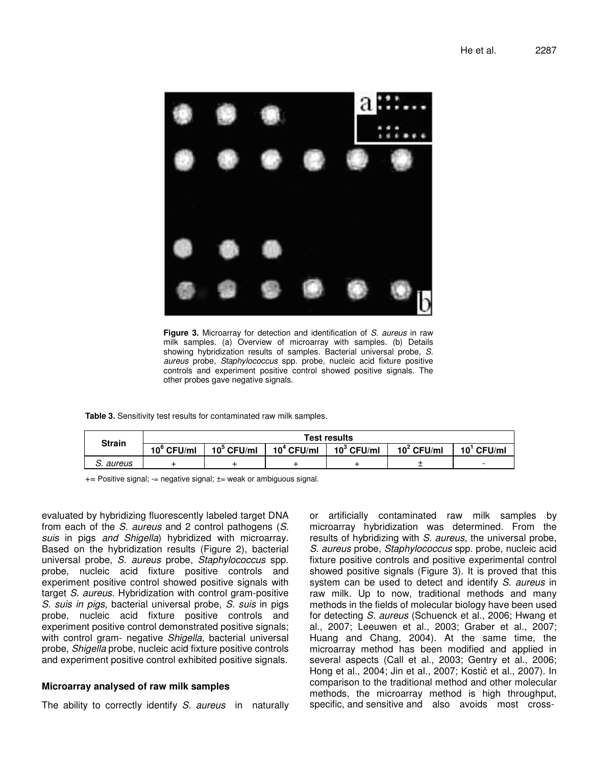**Figure 3.** Microarray for detection and identification of *S. aureus* in raw milk samples. (a) Overview of microarray with samples. (b) Details showing hybridization results of samples. Bacterial universal probe, *S. aureus* probe, *Staphylococcus* spp. probe, nucleic acid fixture positive controls and experiment positive control showed positive signals. The other probes gave negative signals.

**Table 3.** Sensitivity test results for contaminated raw milk samples.

| Strain | Test results | | | | | |
|---|---|---|---|---|---|---|
| | $10^6$ CFU/ml | $10^5$ CFU/ml | $10^4$ CFU/ml | $10^3$ CFU/ml | $10^2$ CFU/ml | $10^1$ CFU/ml |
| *S. aureus* | + | + | + | + | ± | - |

+= Positive signal; -= negative signal; ±= weak or ambiguous signal.

evaluated by hybridizing fluorescently labeled target DNA from each of the *S. aureus* and 2 control pathogens (*S. suis* in pigs *and Shigella*) hybridized with microarray. Based on the hybridization results (Figure 2), bacterial universal probe, *S. aureus* probe, *Staphylococcus* spp. probe, nucleic acid fixture positive controls and experiment positive control showed positive signals with target *S. aureus*. Hybridization with control gram-positive *S. suis in pigs*, bacterial universal probe, *S. suis* in pigs probe, nucleic acid fixture positive controls and experiment positive control demonstrated positive signals; with control gram- negative *Shigella*, bacterial universal probe, *Shigella* probe, nucleic acid fixture positive controls and experiment positive control exhibited positive signals.

## Microarray analysed of raw milk samples

The ability to correctly identify *S. aureus* in naturally or artificially contaminated raw milk samples by microarray hybridization was determined. From the results of hybridizing with *S. aureus*, the universal probe, *S. aureus* probe, *Staphylococcus* spp. probe, nucleic acid fixture positive controls and positive experimental control showed positive signals (Figure 3). It is proved that this system can be used to detect and identify *S. aureus* in raw milk. Up to now, traditional methods and many methods in the fields of molecular biology have been used for detecting *S. aureus* (Schuenck et al., 2006; Hwang et al., 2007; Leeuwen et al., 2003; Graber et al., 2007; Huang and Chang, 2004). At the same time, the microarray method has been modified and applied in several aspects (Call et al., 2003; Gentry et al., 2006; Hong et al., 2004; Jin et al., 2007; Kostić et al., 2007). In comparison to the traditional method and other molecular methods, the microarray method is high throughput, specific, and sensitive and also avoids most cross-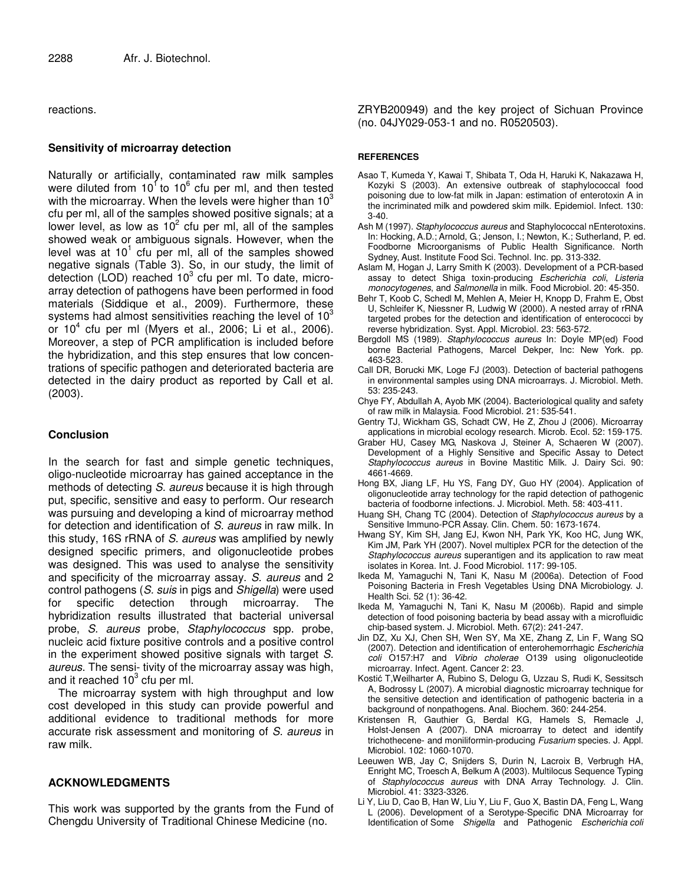reactions.

### Sensitivity of microarray detection

Naturally or artificially, contaminated raw milk samples were diluted from $10^1$ to $10^6$ cfu per ml, and then tested with the microarray. When the levels were higher than $10^3$ cfu per ml, all of the samples showed positive signals; at a lower level, as low as $10^2$ cfu per ml, all of the samples showed weak or ambiguous signals. However, when the level was at $10^1$ cfu per ml, all of the samples showed negative signals (Table 3). So, in our study, the limit of detection (LOD) reached $10^3$ cfu per ml. To date, microarray detection of pathogens have been performed in food materials (Siddique et al., 2009). Furthermore, these systems had almost sensitivities reaching the level of $10^3$ or $10^4$ cfu per ml (Myers et al., 2006; Li et al., 2006). Moreover, a step of PCR amplification is included before the hybridization, and this step ensures that low concentrations of specific pathogen and deteriorated bacteria are detected in the dairy product as reported by Call et al. (2003).

## Conclusion

In the search for fast and simple genetic techniques, oligo-nucleotide microarray has gained acceptance in the methods of detecting *S. aureus* because it is high through put, specific, sensitive and easy to perform. Our research was pursuing and developing a kind of microarray method for detection and identification of *S. aureus* in raw milk. In this study, 16S rRNA of *S. aureus* was amplified by newly designed specific primers, and oligonucleotide probes was designed. This was used to analyse the sensitivity and specificity of the microarray assay. *S. aureus* and 2 control pathogens (*S. suis* in pigs and *Shigella*) were used for specific detection through microarray. The hybridization results illustrated that bacterial universal probe, *S. aureus* probe, *Staphylococcus* spp. probe, nucleic acid fixture positive controls and a positive control in the experiment showed positive signals with target *S. aureus*. The sensi- tivity of the microarray assay was high, and it reached $10^3$ cfu per ml.

The microarray system with high throughput and low cost developed in this study can provide powerful and additional evidence to traditional methods for more accurate risk assessment and monitoring of *S. aureus* in raw milk.

## ACKNOWLEDGMENTS

This work was supported by the grants from the Fund of Chengdu University of Traditional Chinese Medicine (no. ZRYB200949) and the key project of Sichuan Province (no. 04JY029-053-1 and no. R0520503).

## REFERENCES

Asao T, Kumeda Y, Kawai T, Shibata T, Oda H, Haruki K, Nakazawa H, Kozyki S (2003). An extensive outbreak of staphylococcal food poisoning due to low-fat milk in Japan: estimation of enterotoxin A in the incriminated milk and powdered skim milk. Epidemiol. Infect. 130: 3-40.

Ash M (1997). *Staphylococcus aureus* and Staphylococcal nEnterotoxins. In: Hocking, A.D.; Arnold, G.; Jenson, I.; Newton, K.; Sutherland, P. ed. Foodborne Microorganisms of Public Health Significance. North Sydney, Aust. Institute Food Sci. Technol. Inc. pp. 313-332.

Aslam M, Hogan J, Larry Smith K (2003). Development of a PCR-based assay to detect Shiga toxin-producing *Escherichia coli*, *Listeria monocytogenes*, and *Salmonella* in milk. Food Microbiol. 20: 45-350.

Behr T, Koob C, Schedl M, Mehlen A, Meier H, Knopp D, Frahm E, Obst U, Schleifer K, Niessner R, Ludwig W (2000). A nested array of rRNA targeted probes for the detection and identification of enterococci by reverse hybridization. Syst. Appl. Microbiol. 23: 563-572.

Bergdoll MS (1989). *Staphylococcus aureus* In: Doyle MP(ed) Food borne Bacterial Pathogens, Marcel Dekper, Inc: New York. pp. 463-523.

Call DR, Borucki MK, Loge FJ (2003). Detection of bacterial pathogens in environmental samples using DNA microarrays. J. Microbiol. Meth. 53: 235-243.

Chye FY, Abdullah A, Ayob MK (2004). Bacteriological quality and safety of raw milk in Malaysia. Food Microbiol. 21: 535-541.

Gentry TJ, Wickham GS, Schadt CW, He Z, Zhou J (2006). Microarray applications in microbial ecology research. Microb. Ecol. 52: 159-175.

Graber HU, Casey MG, Naskova J, Steiner A, Schaeren W (2007). Development of a Highly Sensitive and Specific Assay to Detect *Staphylococcus aureus* in Bovine Mastitic Milk. J. Dairy Sci. 90: 4661-4669.

Hong BX, Jiang LF, Hu YS, Fang DY, Guo HY (2004). Application of oligonucleotide array technology for the rapid detection of pathogenic bacteria of foodborne infections. J. Microbiol. Meth. 58: 403-411.

Huang SH, Chang TC (2004). Detection of *Staphylococcus aureus* by a Sensitive Immuno-PCR Assay. Clin. Chem. 50: 1673-1674.

Hwang SY, Kim SH, Jang EJ, Kwon NH, Park YK, Koo HC, Jung WK, Kim JM, Park YH (2007). Novel multiplex PCR for the detection of the *Staphylococcus aureus* superantigen and its application to raw meat isolates in Korea. Int. J. Food Microbiol. 117: 99-105.

Ikeda M, Yamaguchi N, Tani K, Nasu M (2006a). Detection of Food Poisoning Bacteria in Fresh Vegetables Using DNA Microbiology. J. Health Sci. 52 (1): 36-42.

Ikeda M, Yamaguchi N, Tani K, Nasu M (2006b). Rapid and simple detection of food poisoning bacteria by bead assay with a microfluidic chip-based system. J. Microbiol. Meth. 67(2): 241-247.

Jin DZ, Xu XJ, Chen SH, Wen SY, Ma XE, Zhang Z, Lin F, Wang SQ (2007). Detection and identification of enterohemorrhagic *Escherichia coli* O157:H7 and *Vibrio cholerae* O139 using oligonucleotide microarray. Infect. Agent. Cancer 2: 23.

Kostić T,Weilharter A, Rubino S, Delogu G, Uzzau S, Rudi K, Sessitsch A, Bodrossy L (2007). A microbial diagnostic microarray technique for the sensitive detection and identification of pathogenic bacteria in a background of nonpathogens. Anal. Biochem. 360: 244-254.

Kristensen R, Gauthier G, Berdal KG, Hamels S, Remacle J, Holst-Jensen A (2007). DNA microarray to detect and identify trichothecene- and moniliformin-producing *Fusarium* species. J. Appl. Microbiol. 102: 1060-1070.

Leeuwen WB, Jay C, Snijders S, Durin N, Lacroix B, Verbrugh HA, Enright MC, Troesch A, Belkum A (2003). Multilocus Sequence Typing of *Staphylococcus aureus* with DNA Array Technology. J. Clin. Microbiol. 41: 3323-3326.

Li Y, Liu D, Cao B, Han W, Liu Y, Liu F, Guo X, Bastin DA, Feng L, Wang L (2006). Development of a Serotype-Specific DNA Microarray for Identification of Some *Shigella* and Pathogenic *Escherichia coli*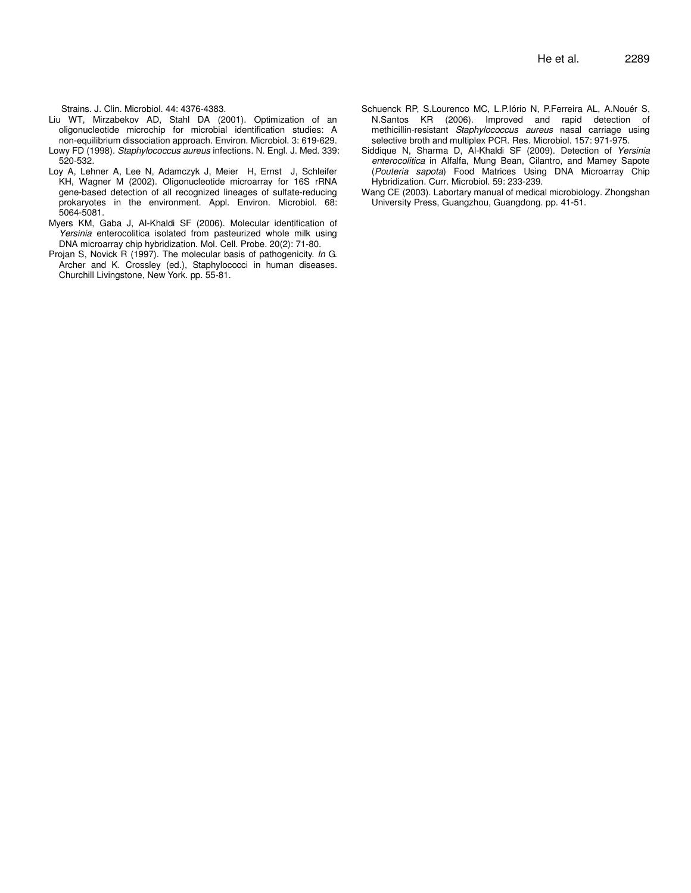Strains. J. Clin. Microbiol. 44: 4376-4383.

Liu WT, Mirzabekov AD, Stahl DA (2001). Optimization of an oligonucleotide microchip for microbial identification studies: A non-equilibrium dissociation approach. Environ. Microbiol. 3: 619-629.

Lowy FD (1998). *Staphylococcus aureus* infections. N. Engl. J. Med. 339: 520-532.

Loy A, Lehner A, Lee N, Adamczyk J, Meier H, Ernst J, Schleifer KH, Wagner M (2002). Oligonucleotide microarray for 16S rRNA gene-based detection of all recognized lineages of sulfate-reducing prokaryotes in the environment. Appl. Environ. Microbiol. 68: 5064-5081.

Myers KM, Gaba J, Al-Khaldi SF (2006). Molecular identification of *Yersinia* enterocolitica isolated from pasteurized whole milk using DNA microarray chip hybridization. Mol. Cell. Probe. 20(2): 71-80.

Projan S, Novick R (1997). The molecular basis of pathogenicity. *In* G. Archer and K. Crossley (ed.), Staphylococci in human diseases. Churchill Livingstone, New York. pp. 55-81.

Schuenck RP, S.Lourenco MC, L.P.Iório N, P.Ferreira AL, A.Nouér S, N.Santos KR (2006). Improved and rapid detection of methicillin-resistant *Staphylococcus aureus* nasal carriage using selective broth and multiplex PCR. Res. Microbiol. 157: 971-975.

Siddique N, Sharma D, Al-Khaldi SF (2009). Detection of *Yersinia enterocolitica* in Alfalfa, Mung Bean, Cilantro, and Mamey Sapote (*Pouteria sapota*) Food Matrices Using DNA Microarray Chip Hybridization. Curr. Microbiol. 59: 233-239.

Wang CE (2003). Labortary manual of medical microbiology. Zhongshan University Press, Guangzhou, Guangdong. pp. 41-51.